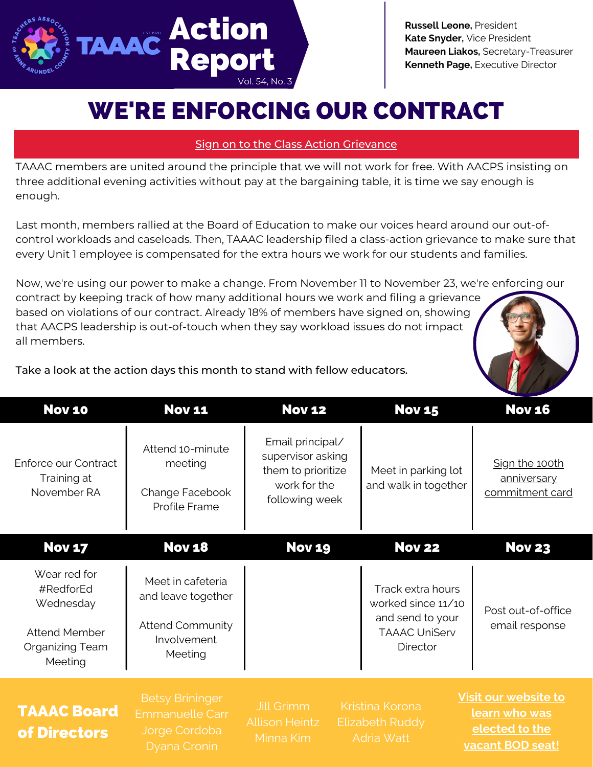# TAAAC Action Report

Vol. 54, No. 3

**Russell Leone,** President
**Kate Snyder,** Vice President
**Maureen Liakos,** Secretary-Treasurer
**Kenneth Page,** Executive Director

# WE'RE ENFORCING OUR CONTRACT

Sign on to the Class Action Grievance

TAAAC members are united around the principle that we will not work for free. With AACPS insisting on three additional evening activities without pay at the bargaining table, it is time we say enough is enough.

Last month, members rallied at the Board of Education to make our voices heard around our out-of-control workloads and caseloads. Then, TAAAC leadership filed a class-action grievance to make sure that every Unit 1 employee is compensated for the extra hours we work for our students and families.

Now, we're using our power to make a change. From November 11 to November 23, we're enforcing our contract by keeping track of how many additional hours we work and filing a grievance based on violations of our contract. Already 18% of members have signed on, showing that AACPS leadership is out-of-touch when they say workload issues do not impact all members.

Take a look at the action days this month to stand with fellow educators.

| Nov 10 | Nov 11 | Nov 12 | Nov 15 | Nov 16 |
|---|---|---|---|---|
| Enforce our Contract Training at November RA | Attend 10-minute meeting<br><br>Change Facebook Profile Frame | Email principal/ supervisor asking them to prioritize work for the following week | Meet in parking lot and walk in together | Sign the 100th anniversary commitment card |
| **Nov 17** | **Nov 18** | **Nov 19** | **Nov 22** | **Nov 23** |
| Wear red for #RedforEd Wednesday<br><br>Attend Member Organizing Team Meeting | Meet in cafeteria and leave together<br><br>Attend Community Involvement Meeting | | Track extra hours worked since 11/10 and send to your TAAAC UniServ Director | Post out-of-office email response |

**TAAAC Board of Directors**

Betsy Brininger
Emmanuelle Carr
Jorge Cordoba
Dyana Cronin

Jill Grimm
Allison Heintz
Minna Kim

Kristina Korona
Elizabeth Ruddy
Adria Watt

**Visit our website to learn who was elected to the vacant BOD seat!**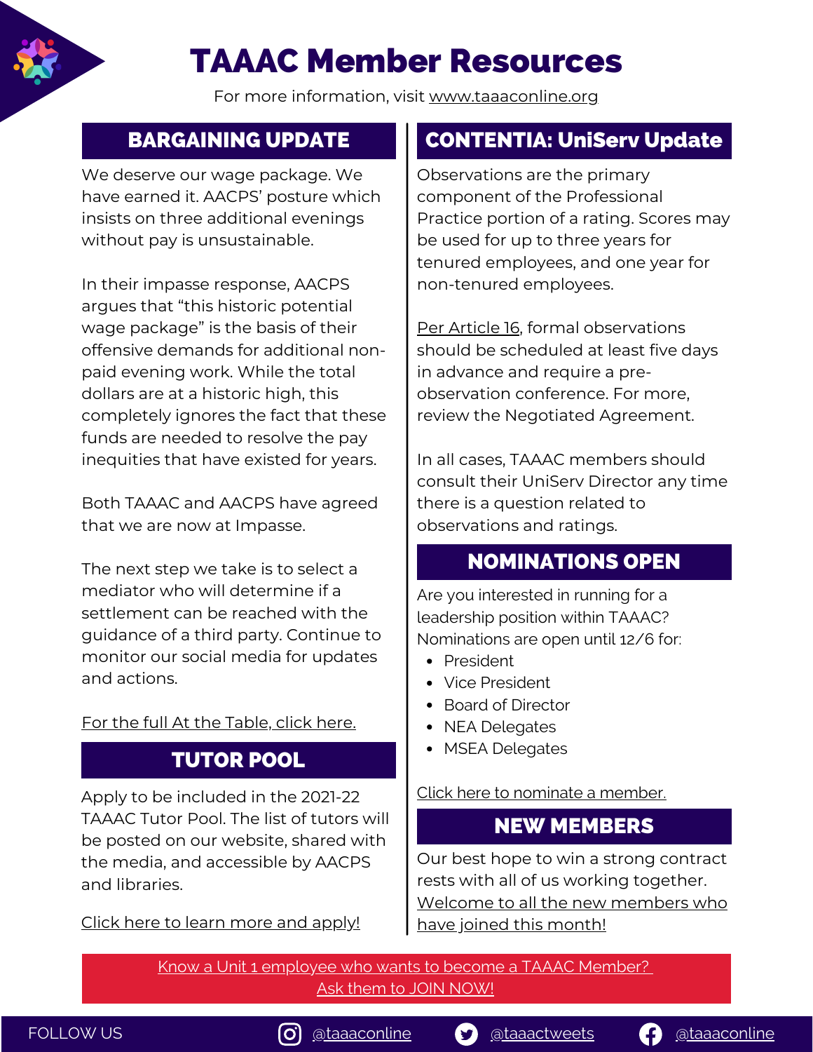# TAAAC Member Resources

For more information, visit www.taaaconline.org

## BARGAINING UPDATE

We deserve our wage package. We have earned it. AACPS' posture which insists on three additional evenings without pay is unsustainable.

In their impasse response, AACPS argues that "this historic potential wage package" is the basis of their offensive demands for additional non-paid evening work. While the total dollars are at a historic high, this completely ignores the fact that these funds are needed to resolve the pay inequities that have existed for years.

Both TAAAC and AACPS have agreed that we are now at Impasse.

The next step we take is to select a mediator who will determine if a settlement can be reached with the guidance of a third party. Continue to monitor our social media for updates and actions.

For the full At the Table, click here.

## TUTOR POOL

Apply to be included in the 2021-22 TAAAC Tutor Pool. The list of tutors will be posted on our website, shared with the media, and accessible by AACPS and libraries.

Click here to learn more and apply!

## CONTENTIA: UniServ Update

Observations are the primary component of the Professional Practice portion of a rating. Scores may be used for up to three years for tenured employees, and one year for non-tenured employees.

Per Article 16, formal observations should be scheduled at least five days in advance and require a pre-observation conference. For more, review the Negotiated Agreement.

In all cases, TAAAC members should consult their UniServ Director any time there is a question related to observations and ratings.

## NOMINATIONS OPEN

Are you interested in running for a leadership position within TAAAC? Nominations are open until 12/6 for:

- President
- Vice President
- Board of Director
- NEA Delegates
- MSEA Delegates

Click here to nominate a member.

## NEW MEMBERS

Our best hope to win a strong contract rests with all of us working together. Welcome to all the new members who have joined this month!

Know a Unit 1 employee who wants to become a TAAAC Member?
Ask them to JOIN NOW!

FOLLOW US @taaaconline @taaactweets @taaaconline